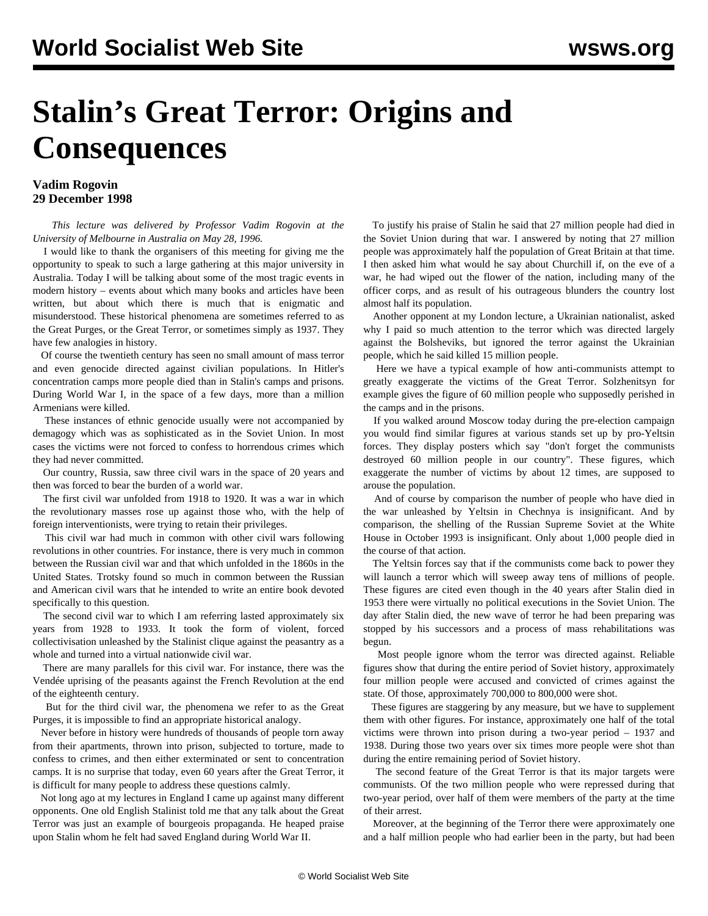# Stalin's Great Terror: Origins and Consequences

**Vadim Rogovin**
**29 December 1998**

*This lecture was delivered by Professor Vadim Rogovin at the University of Melbourne in Australia on May 28, 1996.*

I would like to thank the organisers of this meeting for giving me the opportunity to speak to such a large gathering at this major university in Australia. Today I will be talking about some of the most tragic events in modern history – events about which many books and articles have been written, but about which there is much that is enigmatic and misunderstood. These historical phenomena are sometimes referred to as the Great Purges, or the Great Terror, or sometimes simply as 1937. They have few analogies in history.

Of course the twentieth century has seen no small amount of mass terror and even genocide directed against civilian populations. In Hitler's concentration camps more people died than in Stalin's camps and prisons. During World War I, in the space of a few days, more than a million Armenians were killed.

These instances of ethnic genocide usually were not accompanied by demagogy which was as sophisticated as in the Soviet Union. In most cases the victims were not forced to confess to horrendous crimes which they had never committed.

Our country, Russia, saw three civil wars in the space of 20 years and then was forced to bear the burden of a world war.

The first civil war unfolded from 1918 to 1920. It was a war in which the revolutionary masses rose up against those who, with the help of foreign interventionists, were trying to retain their privileges.

This civil war had much in common with other civil wars following revolutions in other countries. For instance, there is very much in common between the Russian civil war and that which unfolded in the 1860s in the United States. Trotsky found so much in common between the Russian and American civil wars that he intended to write an entire book devoted specifically to this question.

The second civil war to which I am referring lasted approximately six years from 1928 to 1933. It took the form of violent, forced collectivisation unleashed by the Stalinist clique against the peasantry as a whole and turned into a virtual nationwide civil war.

There are many parallels for this civil war. For instance, there was the Vendée uprising of the peasants against the French Revolution at the end of the eighteenth century.

But for the third civil war, the phenomena we refer to as the Great Purges, it is impossible to find an appropriate historical analogy.

Never before in history were hundreds of thousands of people torn away from their apartments, thrown into prison, subjected to torture, made to confess to crimes, and then either exterminated or sent to concentration camps. It is no surprise that today, even 60 years after the Great Terror, it is difficult for many people to address these questions calmly.

Not long ago at my lectures in England I came up against many different opponents. One old English Stalinist told me that any talk about the Great Terror was just an example of bourgeois propaganda. He heaped praise upon Stalin whom he felt had saved England during World War II.

To justify his praise of Stalin he said that 27 million people had died in the Soviet Union during that war. I answered by noting that 27 million people was approximately half the population of Great Britain at that time. I then asked him what would he say about Churchill if, on the eve of a war, he had wiped out the flower of the nation, including many of the officer corps, and as result of his outrageous blunders the country lost almost half its population.

Another opponent at my London lecture, a Ukrainian nationalist, asked why I paid so much attention to the terror which was directed largely against the Bolsheviks, but ignored the terror against the Ukrainian people, which he said killed 15 million people.

Here we have a typical example of how anti-communists attempt to greatly exaggerate the victims of the Great Terror. Solzhenitsyn for example gives the figure of 60 million people who supposedly perished in the camps and in the prisons.

If you walked around Moscow today during the pre-election campaign you would find similar figures at various stands set up by pro-Yeltsin forces. They display posters which say "don't forget the communists destroyed 60 million people in our country". These figures, which exaggerate the number of victims by about 12 times, are supposed to arouse the population.

And of course by comparison the number of people who have died in the war unleashed by Yeltsin in Chechnya is insignificant. And by comparison, the shelling of the Russian Supreme Soviet at the White House in October 1993 is insignificant. Only about 1,000 people died in the course of that action.

The Yeltsin forces say that if the communists come back to power they will launch a terror which will sweep away tens of millions of people. These figures are cited even though in the 40 years after Stalin died in 1953 there were virtually no political executions in the Soviet Union. The day after Stalin died, the new wave of terror he had been preparing was stopped by his successors and a process of mass rehabilitations was begun.

Most people ignore whom the terror was directed against. Reliable figures show that during the entire period of Soviet history, approximately four million people were accused and convicted of crimes against the state. Of those, approximately 700,000 to 800,000 were shot.

These figures are staggering by any measure, but we have to supplement them with other figures. For instance, approximately one half of the total victims were thrown into prison during a two-year period – 1937 and 1938. During those two years over six times more people were shot than during the entire remaining period of Soviet history.

The second feature of the Great Terror is that its major targets were communists. Of the two million people who were repressed during that two-year period, over half of them were members of the party at the time of their arrest.

Moreover, at the beginning of the Terror there were approximately one and a half million people who had earlier been in the party, but had been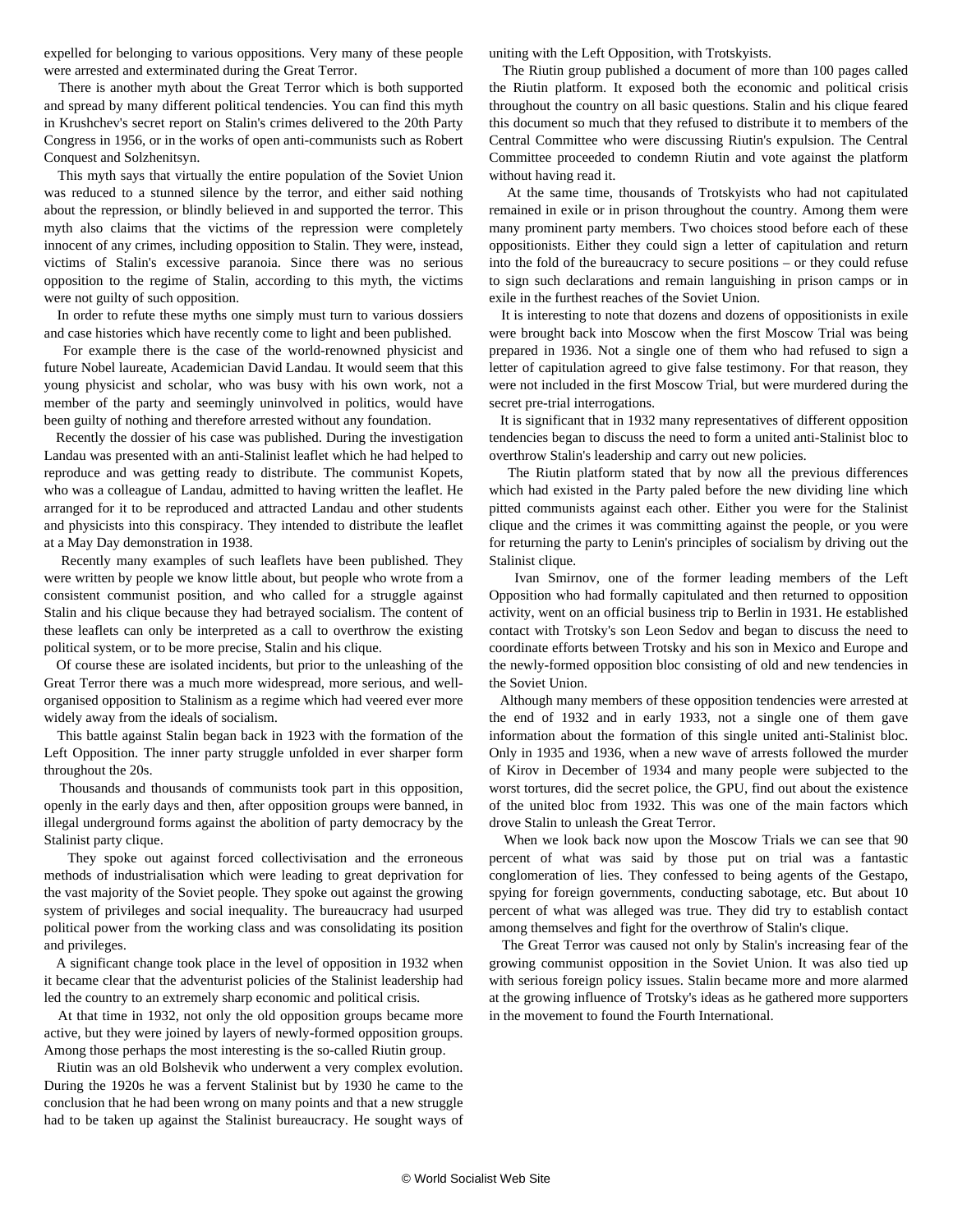expelled for belonging to various oppositions. Very many of these people were arrested and exterminated during the Great Terror.

There is another myth about the Great Terror which is both supported and spread by many different political tendencies. You can find this myth in Krushchev's secret report on Stalin's crimes delivered to the 20th Party Congress in 1956, or in the works of open anti-communists such as Robert Conquest and Solzhenitsyn.

This myth says that virtually the entire population of the Soviet Union was reduced to a stunned silence by the terror, and either said nothing about the repression, or blindly believed in and supported the terror. This myth also claims that the victims of the repression were completely innocent of any crimes, including opposition to Stalin. They were, instead, victims of Stalin's excessive paranoia. Since there was no serious opposition to the regime of Stalin, according to this myth, the victims were not guilty of such opposition.

In order to refute these myths one simply must turn to various dossiers and case histories which have recently come to light and been published.

For example there is the case of the world-renowned physicist and future Nobel laureate, Academician David Landau. It would seem that this young physicist and scholar, who was busy with his own work, not a member of the party and seemingly uninvolved in politics, would have been guilty of nothing and therefore arrested without any foundation.

Recently the dossier of his case was published. During the investigation Landau was presented with an anti-Stalinist leaflet which he had helped to reproduce and was getting ready to distribute. The communist Kopets, who was a colleague of Landau, admitted to having written the leaflet. He arranged for it to be reproduced and attracted Landau and other students and physicists into this conspiracy. They intended to distribute the leaflet at a May Day demonstration in 1938.

Recently many examples of such leaflets have been published. They were written by people we know little about, but people who wrote from a consistent communist position, and who called for a struggle against Stalin and his clique because they had betrayed socialism. The content of these leaflets can only be interpreted as a call to overthrow the existing political system, or to be more precise, Stalin and his clique.

Of course these are isolated incidents, but prior to the unleashing of the Great Terror there was a much more widespread, more serious, and well-organised opposition to Stalinism as a regime which had veered ever more widely away from the ideals of socialism.

This battle against Stalin began back in 1923 with the formation of the Left Opposition. The inner party struggle unfolded in ever sharper form throughout the 20s.

Thousands and thousands of communists took part in this opposition, openly in the early days and then, after opposition groups were banned, in illegal underground forms against the abolition of party democracy by the Stalinist party clique.

They spoke out against forced collectivisation and the erroneous methods of industrialisation which were leading to great deprivation for the vast majority of the Soviet people. They spoke out against the growing system of privileges and social inequality. The bureaucracy had usurped political power from the working class and was consolidating its position and privileges.

A significant change took place in the level of opposition in 1932 when it became clear that the adventurist policies of the Stalinist leadership had led the country to an extremely sharp economic and political crisis.

At that time in 1932, not only the old opposition groups became more active, but they were joined by layers of newly-formed opposition groups. Among those perhaps the most interesting is the so-called Riutin group.

Riutin was an old Bolshevik who underwent a very complex evolution. During the 1920s he was a fervent Stalinist but by 1930 he came to the conclusion that he had been wrong on many points and that a new struggle had to be taken up against the Stalinist bureaucracy. He sought ways of uniting with the Left Opposition, with Trotskyists.

The Riutin group published a document of more than 100 pages called the Riutin platform. It exposed both the economic and political crisis throughout the country on all basic questions. Stalin and his clique feared this document so much that they refused to distribute it to members of the Central Committee who were discussing Riutin's expulsion. The Central Committee proceeded to condemn Riutin and vote against the platform without having read it.

At the same time, thousands of Trotskyists who had not capitulated remained in exile or in prison throughout the country. Among them were many prominent party members. Two choices stood before each of these oppositionists. Either they could sign a letter of capitulation and return into the fold of the bureaucracy to secure positions – or they could refuse to sign such declarations and remain languishing in prison camps or in exile in the furthest reaches of the Soviet Union.

It is interesting to note that dozens and dozens of oppositionists in exile were brought back into Moscow when the first Moscow Trial was being prepared in 1936. Not a single one of them who had refused to sign a letter of capitulation agreed to give false testimony. For that reason, they were not included in the first Moscow Trial, but were murdered during the secret pre-trial interrogations.

It is significant that in 1932 many representatives of different opposition tendencies began to discuss the need to form a united anti-Stalinist bloc to overthrow Stalin's leadership and carry out new policies.

The Riutin platform stated that by now all the previous differences which had existed in the Party paled before the new dividing line which pitted communists against each other. Either you were for the Stalinist clique and the crimes it was committing against the people, or you were for returning the party to Lenin's principles of socialism by driving out the Stalinist clique.

Ivan Smirnov, one of the former leading members of the Left Opposition who had formally capitulated and then returned to opposition activity, went on an official business trip to Berlin in 1931. He established contact with Trotsky's son Leon Sedov and began to discuss the need to coordinate efforts between Trotsky and his son in Mexico and Europe and the newly-formed opposition bloc consisting of old and new tendencies in the Soviet Union.

Although many members of these opposition tendencies were arrested at the end of 1932 and in early 1933, not a single one of them gave information about the formation of this single united anti-Stalinist bloc. Only in 1935 and 1936, when a new wave of arrests followed the murder of Kirov in December of 1934 and many people were subjected to the worst tortures, did the secret police, the GPU, find out about the existence of the united bloc from 1932. This was one of the main factors which drove Stalin to unleash the Great Terror.

When we look back now upon the Moscow Trials we can see that 90 percent of what was said by those put on trial was a fantastic conglomeration of lies. They confessed to being agents of the Gestapo, spying for foreign governments, conducting sabotage, etc. But about 10 percent of what was alleged was true. They did try to establish contact among themselves and fight for the overthrow of Stalin's clique.

The Great Terror was caused not only by Stalin's increasing fear of the growing communist opposition in the Soviet Union. It was also tied up with serious foreign policy issues. Stalin became more and more alarmed at the growing influence of Trotsky's ideas as he gathered more supporters in the movement to found the Fourth International.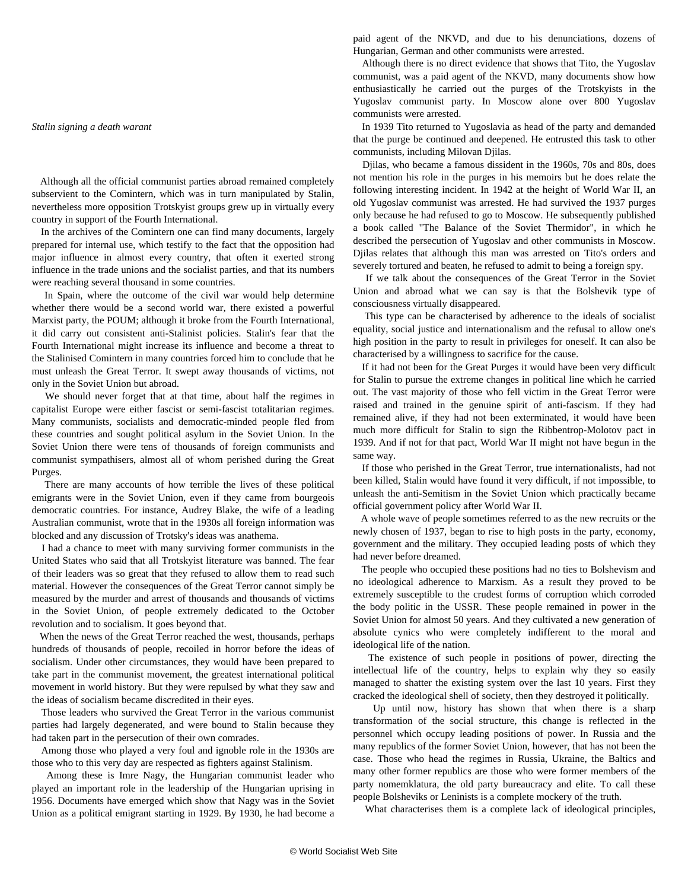*Stalin signing a death warrant*

Although all the official communist parties abroad remained completely subservient to the Comintern, which was in turn manipulated by Stalin, nevertheless more opposition Trotskyist groups grew up in virtually every country in support of the Fourth International.

In the archives of the Comintern one can find many documents, largely prepared for internal use, which testify to the fact that the opposition had major influence in almost every country, that often it exerted strong influence in the trade unions and the socialist parties, and that its numbers were reaching several thousand in some countries.

In Spain, where the outcome of the civil war would help determine whether there would be a second world war, there existed a powerful Marxist party, the POUM; although it broke from the Fourth International, it did carry out consistent anti-Stalinist policies. Stalin's fear that the Fourth International might increase its influence and become a threat to the Stalinised Comintern in many countries forced him to conclude that he must unleash the Great Terror. It swept away thousands of victims, not only in the Soviet Union but abroad.

We should never forget that at that time, about half the regimes in capitalist Europe were either fascist or semi-fascist totalitarian regimes. Many communists, socialists and democratic-minded people fled from these countries and sought political asylum in the Soviet Union. In the Soviet Union there were tens of thousands of foreign communists and communist sympathisers, almost all of whom perished during the Great Purges.

There are many accounts of how terrible the lives of these political emigrants were in the Soviet Union, even if they came from bourgeois democratic countries. For instance, Audrey Blake, the wife of a leading Australian communist, wrote that in the 1930s all foreign information was blocked and any discussion of Trotsky's ideas was anathema.

I had a chance to meet with many surviving former communists in the United States who said that all Trotskyist literature was banned. The fear of their leaders was so great that they refused to allow them to read such material. However the consequences of the Great Terror cannot simply be measured by the murder and arrest of thousands and thousands of victims in the Soviet Union, of people extremely dedicated to the October revolution and to socialism. It goes beyond that.

When the news of the Great Terror reached the west, thousands, perhaps hundreds of thousands of people, recoiled in horror before the ideas of socialism. Under other circumstances, they would have been prepared to take part in the communist movement, the greatest international political movement in world history. But they were repulsed by what they saw and the ideas of socialism became discredited in their eyes.

Those leaders who survived the Great Terror in the various communist parties had largely degenerated, and were bound to Stalin because they had taken part in the persecution of their own comrades.

Among those who played a very foul and ignoble role in the 1930s are those who to this very day are respected as fighters against Stalinism.

Among these is Imre Nagy, the Hungarian communist leader who played an important role in the leadership of the Hungarian uprising in 1956. Documents have emerged which show that Nagy was in the Soviet Union as a political emigrant starting in 1929. By 1930, he had become a paid agent of the NKVD, and due to his denunciations, dozens of Hungarian, German and other communists were arrested.

Although there is no direct evidence that shows that Tito, the Yugoslav communist, was a paid agent of the NKVD, many documents show how enthusiastically he carried out the purges of the Trotskyists in the Yugoslav communist party. In Moscow alone over 800 Yugoslav communists were arrested.

In 1939 Tito returned to Yugoslavia as head of the party and demanded that the purge be continued and deepened. He entrusted this task to other communists, including Milovan Djilas.

Djilas, who became a famous dissident in the 1960s, 70s and 80s, does not mention his role in the purges in his memoirs but he does relate the following interesting incident. In 1942 at the height of World War II, an old Yugoslav communist was arrested. He had survived the 1937 purges only because he had refused to go to Moscow. He subsequently published a book called "The Balance of the Soviet Thermidor", in which he described the persecution of Yugoslav and other communists in Moscow. Djilas relates that although this man was arrested on Tito's orders and severely tortured and beaten, he refused to admit to being a foreign spy.

If we talk about the consequences of the Great Terror in the Soviet Union and abroad what we can say is that the Bolshevik type of consciousness virtually disappeared.

This type can be characterised by adherence to the ideals of socialist equality, social justice and internationalism and the refusal to allow one's high position in the party to result in privileges for oneself. It can also be characterised by a willingness to sacrifice for the cause.

If it had not been for the Great Purges it would have been very difficult for Stalin to pursue the extreme changes in political line which he carried out. The vast majority of those who fell victim in the Great Terror were raised and trained in the genuine spirit of anti-fascism. If they had remained alive, if they had not been exterminated, it would have been much more difficult for Stalin to sign the Ribbentrop-Molotov pact in 1939. And if not for that pact, World War II might not have begun in the same way.

If those who perished in the Great Terror, true internationalists, had not been killed, Stalin would have found it very difficult, if not impossible, to unleash the anti-Semitism in the Soviet Union which practically became official government policy after World War II.

A whole wave of people sometimes referred to as the new recruits or the newly chosen of 1937, began to rise to high posts in the party, economy, government and the military. They occupied leading posts of which they had never before dreamed.

The people who occupied these positions had no ties to Bolshevism and no ideological adherence to Marxism. As a result they proved to be extremely susceptible to the crudest forms of corruption which corroded the body politic in the USSR. These people remained in power in the Soviet Union for almost 50 years. And they cultivated a new generation of absolute cynics who were completely indifferent to the moral and ideological life of the nation.

The existence of such people in positions of power, directing the intellectual life of the country, helps to explain why they so easily managed to shatter the existing system over the last 10 years. First they cracked the ideological shell of society, then they destroyed it politically.

Up until now, history has shown that when there is a sharp transformation of the social structure, this change is reflected in the personnel which occupy leading positions of power. In Russia and the many republics of the former Soviet Union, however, that has not been the case. Those who head the regimes in Russia, Ukraine, the Baltics and many other former republics are those who were former members of the party nomenklatura, the old party bureaucracy and elite. To call these people Bolsheviks or Leninists is a complete mockery of the truth.

What characterises them is a complete lack of ideological principles,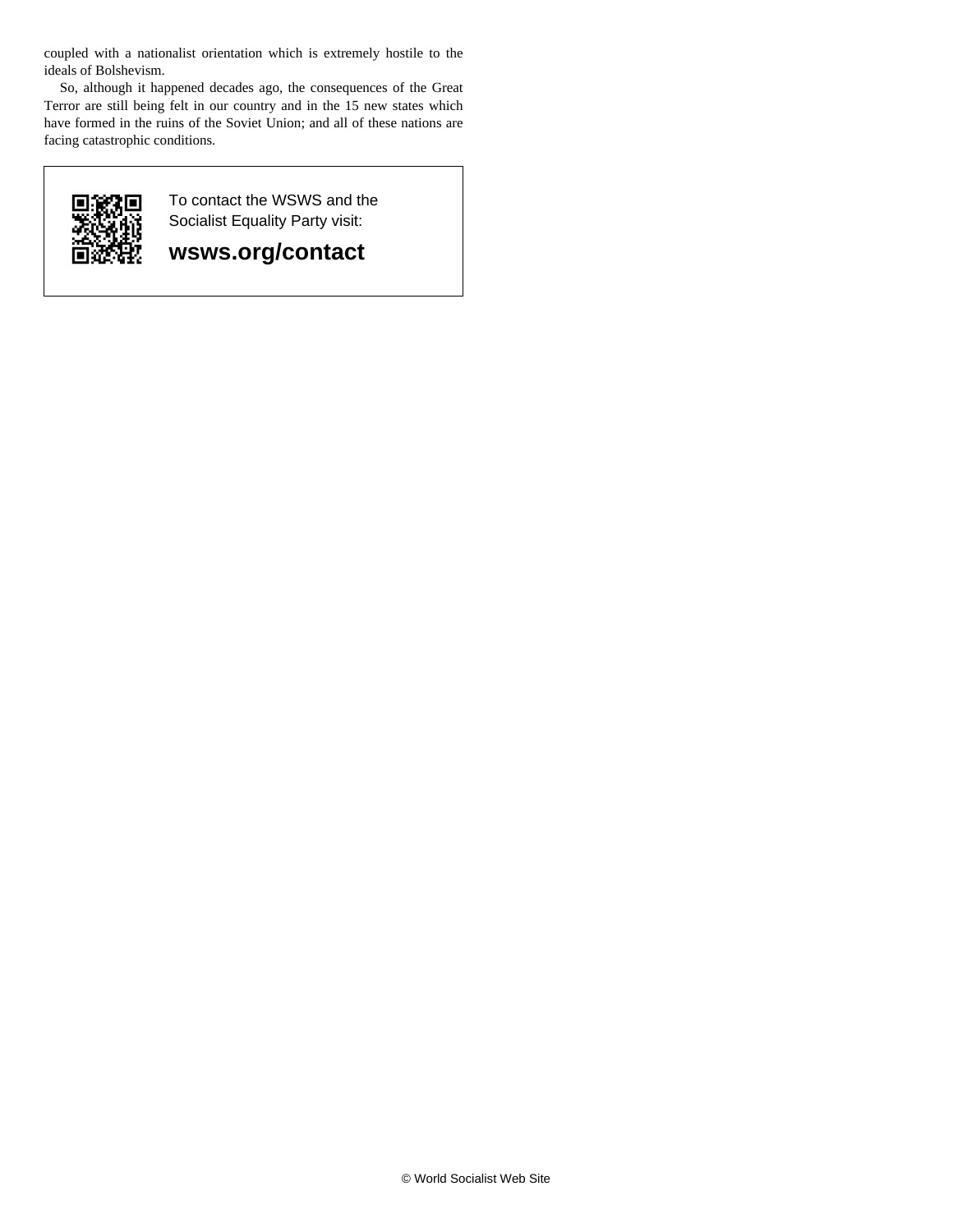coupled with a nationalist orientation which is extremely hostile to the ideals of Bolshevism.

So, although it happened decades ago, the consequences of the Great Terror are still being felt in our country and in the 15 new states which have formed in the ruins of the Soviet Union; and all of these nations are facing catastrophic conditions.

To contact the WSWS and the Socialist Equality Party visit:

**wsws.org/contact**